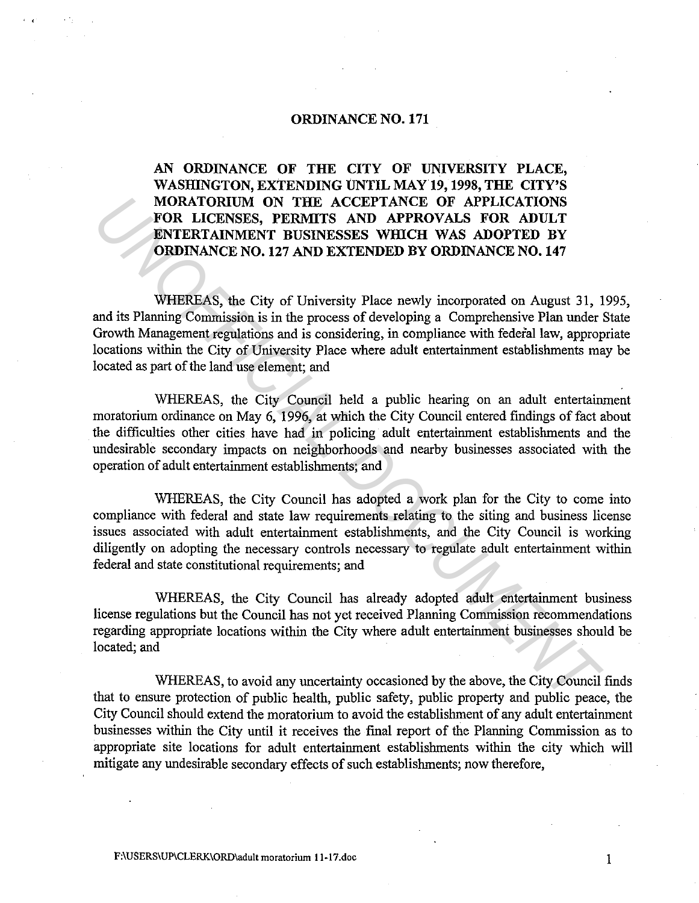# ORDINANCE NO. 171

**AN ORDINANCE OF THE CITY OF UNIVERSITY PLACE, WASHINGTON, EXTENDING UNTIL MAY 19, 1998, THE CITY'S MORATORIUM ON THE ACCEPTANCE OF APPLICATIONS FOR LICENSES, PERMITS AND APPROVALS FOR ADULT ENTERTAINMENT BUSINESSES WHICH WAS ADOPTED BY ORDINANCE NO. 127 AND EXTENDED BY ORDINANCE NO. 147**

WHEREAS, the City of University Place newly incorporated on August 31, 1995, and its Planning Commission is in the process of developing a Comprehensive Plan under State Growth Management regulations and is considering, in compliance with federal law, appropriate locations within the City of University Place where adult entertainment establishments may be located as part of the land use element; and

WHEREAS, the City Council held a public hearing on an adult entertainment moratorium ordinance on May 6, 1996, at which the City Council entered findings of fact about the difficulties other cities have had in policing adult entertainment establishments and the undesirable secondary impacts on neighborhoods and nearby businesses associated with the operation of adult entertainment establishments; and

WHEREAS, the City Council has adopted a work plan for the City to come into compliance with federal and state law requirements relating to the siting and business license issues associated with adult entertainment establishments, and the City Council is working diligently on adopting the necessary controls necessary to regulate adult entertainment within federal and state constitutional requirements; and

WHEREAS, the City Council has already adopted adult entertainment business license regulations but the Council has not yet received Planning Commission recommendations regarding appropriate locations within the City where adult entertainment businesses should be located; and

WHEREAS, to avoid any uncertainty occasioned by the above, the City Council finds that to ensure protection of public health, public safety, public property and public peace, the City Council should extend the moratorium to avoid the establishment of any adult entertainment businesses within the City until it receives the final report of the Planning Commission as to appropriate site locations for adult entertainment establishments within the city which will mitigate any undesirable secondary effects of such establishments; now therefore,

F:\USERS\UP\CLERK\ORD\adult moratorium 11-17.doc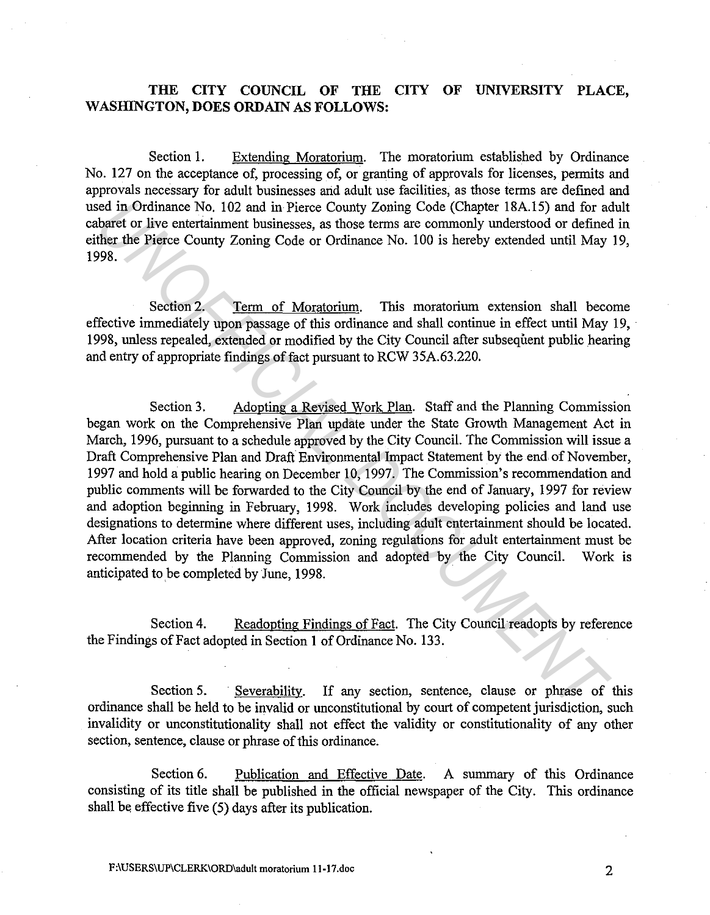**THE CITY COUNCIL OF THE CITY OF UNIVERSITY PLACE, WASHINGTON, DOES ORDAIN AS FOLLOWS:**

Section 1. Extending Moratorium. The moratorium established by Ordinance No. 127 on the acceptance of, processing of, or granting of approvals for licenses, permits and approvals necessary for adult businesses and adult use facilities, as those terms are defined and used in Ordinance No. 102 and in Pierce County Zoning Code (Chapter 18A.15) and for adult cabaret or live entertainment businesses, as those terms are commonly understood or defined in either the Pierce County Zoning Code or Ordinance No. 100 is hereby extended until May 19, 1998.

Section 2. Term of Moratorium. This moratorium extension shall become effective immediately upon passage of this ordinance and shall continue in effect until May 19, 1998, unless repealed, extended or modified by the City Council after subsequent public hearing and entry of appropriate findings of fact pursuant to RCW 35A.63.220.

Section 3. Adopting a Revised Work Plan. Staff and the Planning Commission began work on the Comprehensive Plan update under the State Growth Management Act in March, 1996, pursuant to a schedule approved by the City Council. The Commission will issue a Draft Comprehensive Plan and Draft Environmental Impact Statement by the end of November, 1997 and hold a public hearing on December 10, 1997. The Commission's recommendation and public comments will be forwarded to the City Council by the end of January, 1997 for review and adoption beginning in February, 1998. Work includes developing policies and land use designations to determine where different uses, including adult entertainment should be located. After location criteria have been approved, zoning regulations for adult entertainment must be recommended by the Planning Commission and adopted by the City Council. Work is anticipated to be completed by June, 1998.

Section 4. Readopting Findings of Fact. The City Council readopts by reference the Findings of Fact adopted in Section 1 of Ordinance No. 133.

Section 5. Severability. If any section, sentence, clause or phrase of this ordinance shall be held to be invalid or unconstitutional by court of competent jurisdiction, such invalidity or unconstitutionality shall not effect the validity or constitutionality of any other section, sentence, clause or phrase of this ordinance.

Section 6. Publication and Effective Date. A summary of this Ordinance consisting of its title shall be published in the official newspaper of the City. This ordinance shall be effective five (5) days after its publication.

F:\USERS\UP\CLERK\ORD\adult moratorium 11-17.doc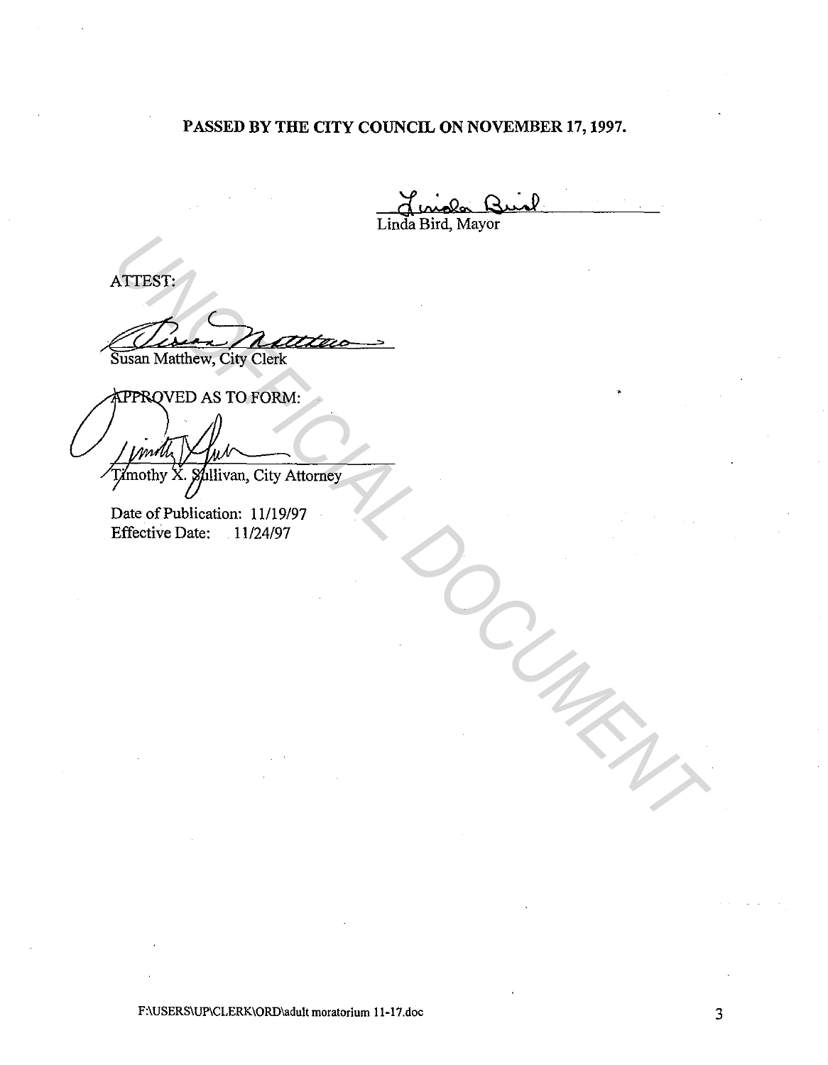**PASSED BY THE CITY COUNCIL ON NOVEMBER 17, 1997.**

Linda Bird, Mayor

ATTEST:

Susan Matthew, City Clerk

APPROVED AS TO FORM:

Timothy X. Sullivan, City Attorney

Date of Publication: 11/19/97
Effective Date: 11/24/97

F:\USERS\UP\CLERK\ORD\adult moratorium 11-17.doc